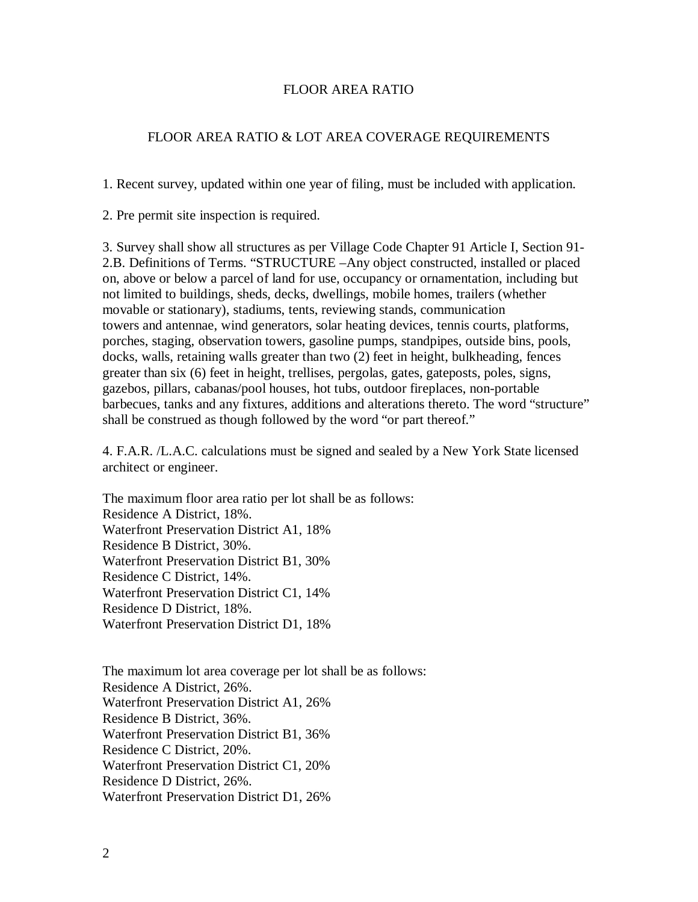# FLOOR AREA RATIO

## FLOOR AREA RATIO & LOT AREA COVERAGE REQUIREMENTS

1. Recent survey, updated within one year of filing, must be included with application.

2. Pre permit site inspection is required.

3. Survey shall show all structures as per Village Code Chapter 91 Article I, Section 91-2.B. Definitions of Terms. "STRUCTURE –Any object constructed, installed or placed on, above or below a parcel of land for use, occupancy or ornamentation, including but not limited to buildings, sheds, decks, dwellings, mobile homes, trailers (whether movable or stationary), stadiums, tents, reviewing stands, communication towers and antennae, wind generators, solar heating devices, tennis courts, platforms, porches, staging, observation towers, gasoline pumps, standpipes, outside bins, pools, docks, walls, retaining walls greater than two (2) feet in height, bulkheading, fences greater than six (6) feet in height, trellises, pergolas, gates, gateposts, poles, signs, gazebos, pillars, cabanas/pool houses, hot tubs, outdoor fireplaces, non-portable barbecues, tanks and any fixtures, additions and alterations thereto. The word "structure" shall be construed as though followed by the word "or part thereof."

4. F.A.R. /L.A.C. calculations must be signed and sealed by a New York State licensed architect or engineer.

The maximum floor area ratio per lot shall be as follows:
Residence A District, 18%.
Waterfront Preservation District A1, 18%
Residence B District, 30%.
Waterfront Preservation District B1, 30%
Residence C District, 14%.
Waterfront Preservation District C1, 14%
Residence D District, 18%.
Waterfront Preservation District D1, 18%

The maximum lot area coverage per lot shall be as follows:
Residence A District, 26%.
Waterfront Preservation District A1, 26%
Residence B District, 36%.
Waterfront Preservation District B1, 36%
Residence C District, 20%.
Waterfront Preservation District C1, 20%
Residence D District, 26%.
Waterfront Preservation District D1, 26%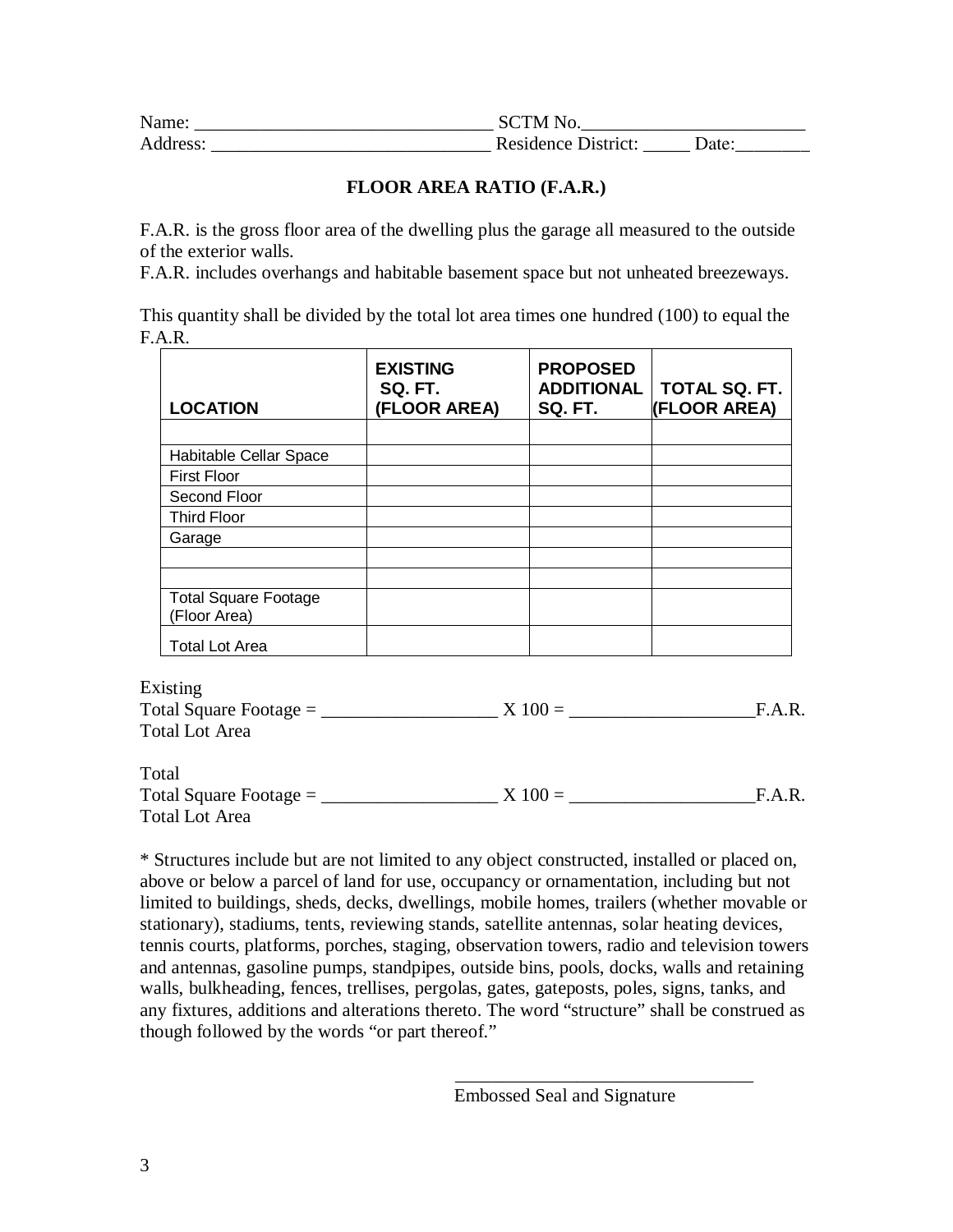Name: _______________________________ SCTM No.________________________
Address: _____________________________ Residence District: _____ Date:________

## FLOOR AREA RATIO (F.A.R.)

F.A.R. is the gross floor area of the dwelling plus the garage all measured to the outside of the exterior walls.
F.A.R. includes overhangs and habitable basement space but not unheated breezeways.

This quantity shall be divided by the total lot area times one hundred (100) to equal the F.A.R.

| LOCATION | EXISTING SQ. FT. (FLOOR AREA) | PROPOSED ADDITIONAL SQ. FT. | TOTAL SQ. FT. (FLOOR AREA) |
|---|---|---|---|
| | | | |
| Habitable Cellar Space | | | |
| First Floor | | | |
| Second Floor | | | |
| Third Floor | | | |
| Garage | | | |
| | | | |
| | | | |
| Total Square Footage (Floor Area) | | | |
| Total Lot Area | | | |

Existing
Total Square Footage = ___________________ X 100 = ____________________F.A.R.
Total Lot Area

Total
Total Square Footage = ___________________ X 100 = ____________________F.A.R.
Total Lot Area

* Structures include but are not limited to any object constructed, installed or placed on, above or below a parcel of land for use, occupancy or ornamentation, including but not limited to buildings, sheds, decks, dwellings, mobile homes, trailers (whether movable or stationary), stadiums, tents, reviewing stands, satellite antennas, solar heating devices, tennis courts, platforms, porches, staging, observation towers, radio and television towers and antennas, gasoline pumps, standpipes, outside bins, pools, docks, walls and retaining walls, bulkheading, fences, trellises, pergolas, gates, gateposts, poles, signs, tanks, and any fixtures, additions and alterations thereto. The word "structure" shall be construed as though followed by the words "or part thereof."

________________________________
Embossed Seal and Signature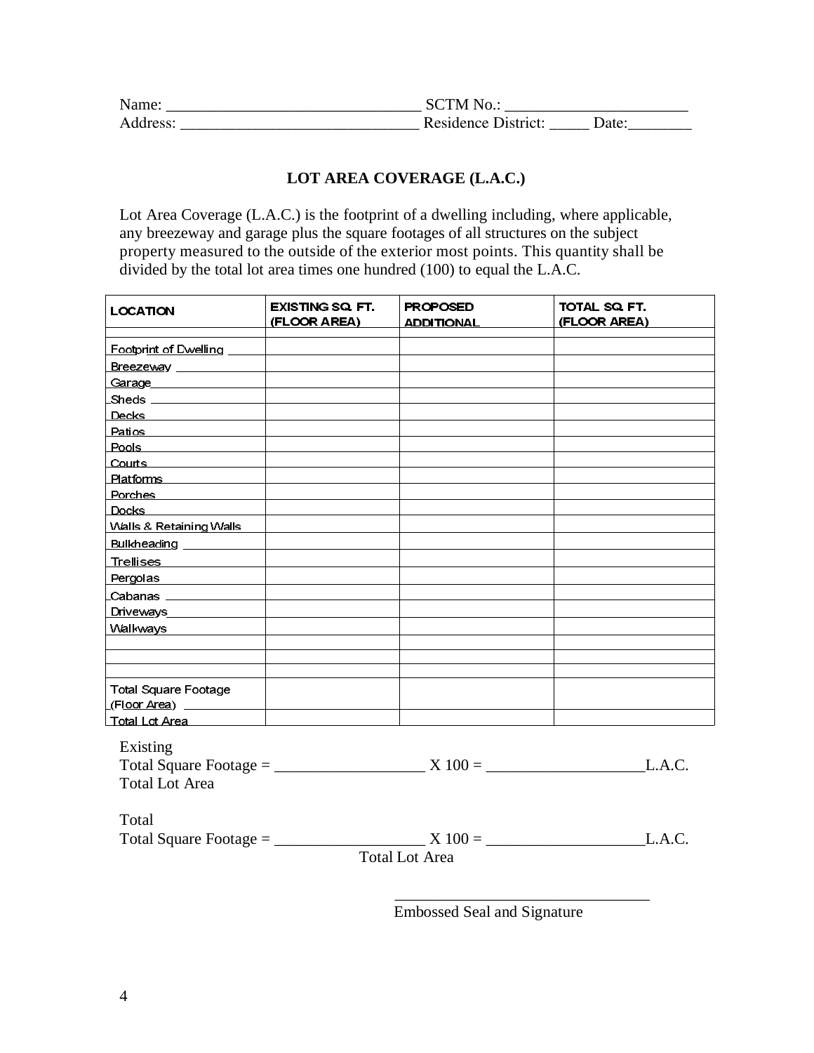Name: ________________________________ SCTM No.: _______________________
Address: ______________________________ Residence District: _____ Date:________

## LOT AREA COVERAGE (L.A.C.)

Lot Area Coverage (L.A.C.) is the footprint of a dwelling including, where applicable, any breezeway and garage plus the square footages of all structures on the subject property measured to the outside of the exterior most points. This quantity shall be divided by the total lot area times one hundred (100) to equal the L.A.C.

| LOCATION | EXISTING SQ. FT. (FLOOR AREA) | PROPOSED ADDITIONAL | TOTAL SQ. FT. (FLOOR AREA) |
|---|---|---|---|
| | | | |
| Footprint of Dwelling | | | |
| Breezeway | | | |
| Garage | | | |
| Sheds | | | |
| Decks | | | |
| Patios | | | |
| Pools | | | |
| Courts | | | |
| Platforms | | | |
| Porches | | | |
| Docks | | | |
| Walls & Retaining Walls | | | |
| Bulkheading | | | |
| Trellises | | | |
| Pergolas | | | |
| Cabanas | | | |
| Driveways | | | |
| Walkways | | | |
| | | | |
| | | | |
| | | | |
| Total Square Footage (Floor Area) | | | |
| Total Lot Area | | | |

Existing
Total Square Footage = ___________________ X 100 = ___________________L.A.C.
Total Lot Area

Total
Total Square Footage = ___________________ X 100 = ___________________L.A.C.
Total Lot Area

________________________________
Embossed Seal and Signature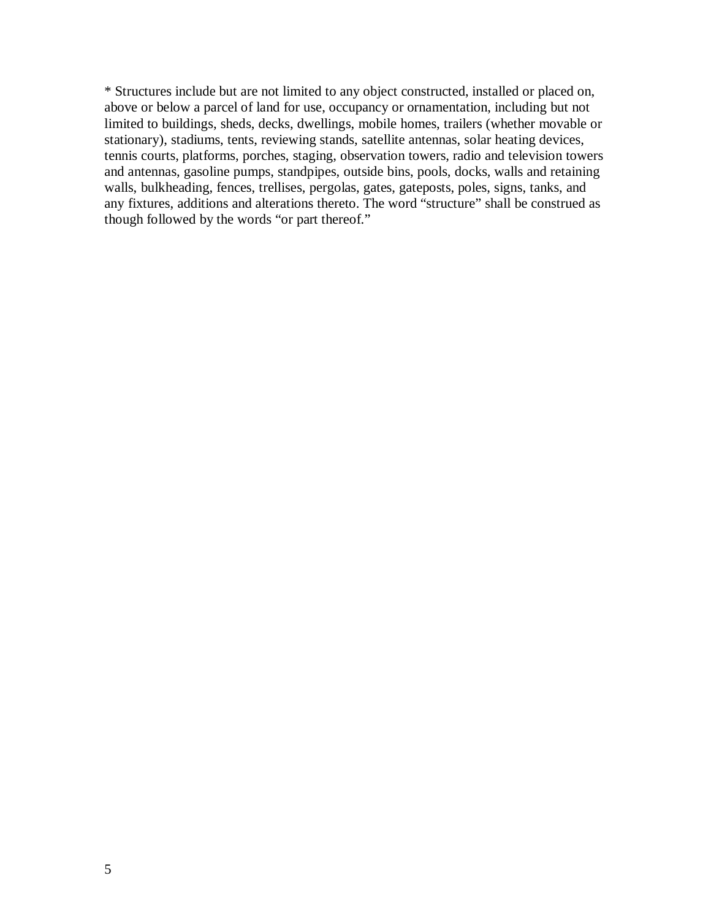* Structures include but are not limited to any object constructed, installed or placed on, above or below a parcel of land for use, occupancy or ornamentation, including but not limited to buildings, sheds, decks, dwellings, mobile homes, trailers (whether movable or stationary), stadiums, tents, reviewing stands, satellite antennas, solar heating devices, tennis courts, platforms, porches, staging, observation towers, radio and television towers and antennas, gasoline pumps, standpipes, outside bins, pools, docks, walls and retaining walls, bulkheading, fences, trellises, pergolas, gates, gateposts, poles, signs, tanks, and any fixtures, additions and alterations thereto. The word "structure" shall be construed as though followed by the words "or part thereof."